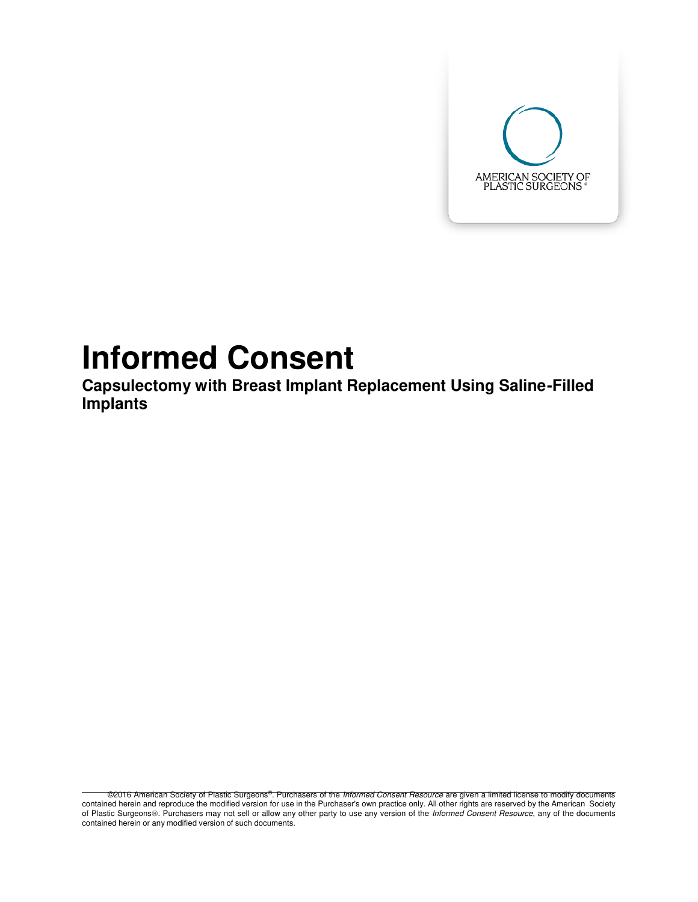AMERICAN SOCIETY OF PLASTIC SURGEONS®

# Informed Consent

## Capsulectomy with Breast Implant Replacement Using Saline-Filled Implants

©2016 American Society of Plastic Surgeons®. Purchasers of the *Informed Consent Resource* are given a limited license to modify documents contained herein and reproduce the modified version for use in the Purchaser's own practice only. All other rights are reserved by the American Society of Plastic Surgeons®. Purchasers may not sell or allow any other party to use any version of the *Informed Consent Resource*, any of the documents contained herein or any modified version of such documents.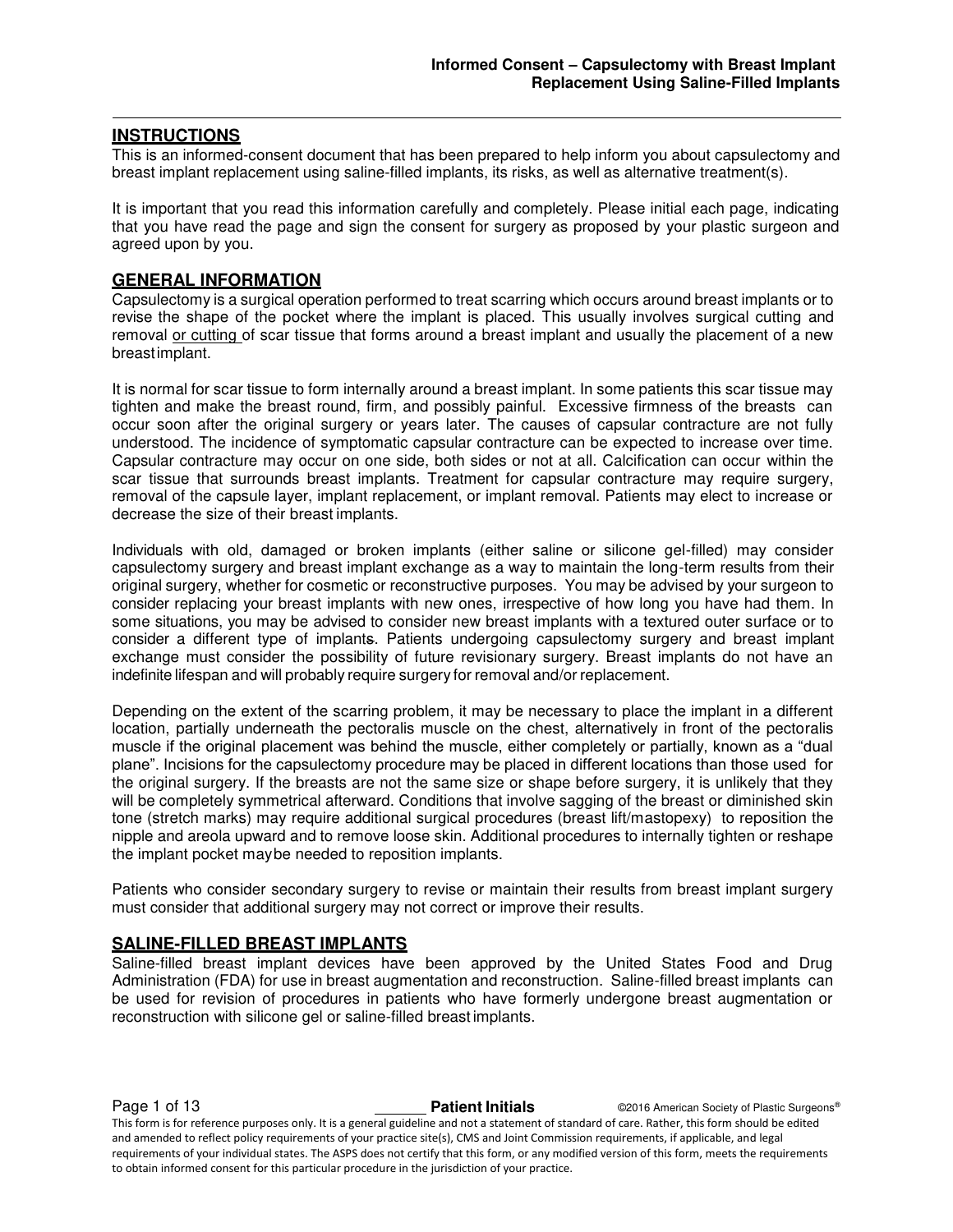## INSTRUCTIONS

This is an informed-consent document that has been prepared to help inform you about capsulectomy and breast implant replacement using saline-filled implants, its risks, as well as alternative treatment(s).

It is important that you read this information carefully and completely. Please initial each page, indicating that you have read the page and sign the consent for surgery as proposed by your plastic surgeon and agreed upon by you.

## GENERAL INFORMATION

Capsulectomy is a surgical operation performed to treat scarring which occurs around breast implants or to revise the shape of the pocket where the implant is placed. This usually involves surgical cutting and removal or cutting of scar tissue that forms around a breast implant and usually the placement of a new breast implant.

It is normal for scar tissue to form internally around a breast implant. In some patients this scar tissue may tighten and make the breast round, firm, and possibly painful. Excessive firmness of the breasts can occur soon after the original surgery or years later. The causes of capsular contracture are not fully understood. The incidence of symptomatic capsular contracture can be expected to increase over time. Capsular contracture may occur on one side, both sides or not at all. Calcification can occur within the scar tissue that surrounds breast implants. Treatment for capsular contracture may require surgery, removal of the capsule layer, implant replacement, or implant removal. Patients may elect to increase or decrease the size of their breast implants.

Individuals with old, damaged or broken implants (either saline or silicone gel-filled) may consider capsulectomy surgery and breast implant exchange as a way to maintain the long-term results from their original surgery, whether for cosmetic or reconstructive purposes. You may be advised by your surgeon to consider replacing your breast implants with new ones, irrespective of how long you have had them. In some situations, you may be advised to consider new breast implants with a textured outer surface or to consider a different type of implants. Patients undergoing capsulectomy surgery and breast implant exchange must consider the possibility of future revisionary surgery. Breast implants do not have an indefinite lifespan and will probably require surgery for removal and/or replacement.

Depending on the extent of the scarring problem, it may be necessary to place the implant in a different location, partially underneath the pectoralis muscle on the chest, alternatively in front of the pectoralis muscle if the original placement was behind the muscle, either completely or partially, known as a "dual plane". Incisions for the capsulectomy procedure may be placed in different locations than those used for the original surgery. If the breasts are not the same size or shape before surgery, it is unlikely that they will be completely symmetrical afterward. Conditions that involve sagging of the breast or diminished skin tone (stretch marks) may require additional surgical procedures (breast lift/mastopexy) to reposition the nipple and areola upward and to remove loose skin. Additional procedures to internally tighten or reshape the implant pocket may be needed to reposition implants.

Patients who consider secondary surgery to revise or maintain their results from breast implant surgery must consider that additional surgery may not correct or improve their results.

## SALINE-FILLED BREAST IMPLANTS

Saline-filled breast implant devices have been approved by the United States Food and Drug Administration (FDA) for use in breast augmentation and reconstruction. Saline-filled breast implants can be used for revision of procedures in patients who have formerly undergone breast augmentation or reconstruction with silicone gel or saline-filled breast implants.

_______ **Patient Initials**

This form is for reference purposes only. It is a general guideline and not a statement of standard of care. Rather, this form should be edited and amended to reflect policy requirements of your practice site(s), CMS and Joint Commission requirements, if applicable, and legal requirements of your individual states. The ASPS does not certify that this form, or any modified version of this form, meets the requirements to obtain informed consent for this particular procedure in the jurisdiction of your practice.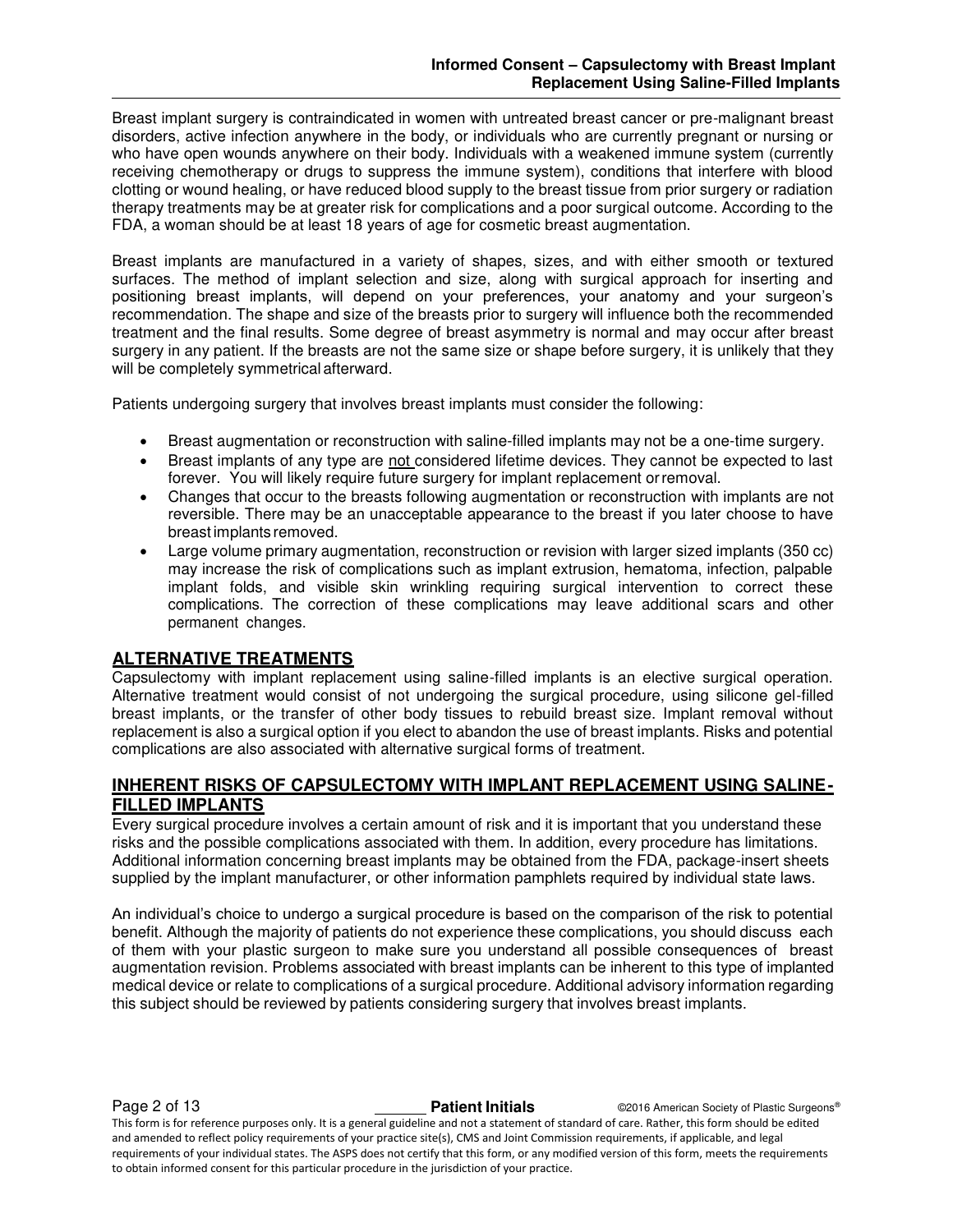Breast implant surgery is contraindicated in women with untreated breast cancer or pre-malignant breast disorders, active infection anywhere in the body, or individuals who are currently pregnant or nursing or who have open wounds anywhere on their body. Individuals with a weakened immune system (currently receiving chemotherapy or drugs to suppress the immune system), conditions that interfere with blood clotting or wound healing, or have reduced blood supply to the breast tissue from prior surgery or radiation therapy treatments may be at greater risk for complications and a poor surgical outcome. According to the FDA, a woman should be at least 18 years of age for cosmetic breast augmentation.

Breast implants are manufactured in a variety of shapes, sizes, and with either smooth or textured surfaces. The method of implant selection and size, along with surgical approach for inserting and positioning breast implants, will depend on your preferences, your anatomy and your surgeon's recommendation. The shape and size of the breasts prior to surgery will influence both the recommended treatment and the final results. Some degree of breast asymmetry is normal and may occur after breast surgery in any patient. If the breasts are not the same size or shape before surgery, it is unlikely that they will be completely symmetrical afterward.

Patients undergoing surgery that involves breast implants must consider the following:

- Breast augmentation or reconstruction with saline-filled implants may not be a one-time surgery.
- Breast implants of any type are <u>not</u> considered lifetime devices. They cannot be expected to last forever. You will likely require future surgery for implant replacement or removal.
- Changes that occur to the breasts following augmentation or reconstruction with implants are not reversible. There may be an unacceptable appearance to the breast if you later choose to have breast implants removed.
- Large volume primary augmentation, reconstruction or revision with larger sized implants (350 cc) may increase the risk of complications such as implant extrusion, hematoma, infection, palpable implant folds, and visible skin wrinkling requiring surgical intervention to correct these complications. The correction of these complications may leave additional scars and other permanent changes.

## ALTERNATIVE TREATMENTS

Capsulectomy with implant replacement using saline-filled implants is an elective surgical operation. Alternative treatment would consist of not undergoing the surgical procedure, using silicone gel-filled breast implants, or the transfer of other body tissues to rebuild breast size. Implant removal without replacement is also a surgical option if you elect to abandon the use of breast implants. Risks and potential complications are also associated with alternative surgical forms of treatment.

## INHERENT RISKS OF CAPSULECTOMY WITH IMPLANT REPLACEMENT USING SALINE-FILLED IMPLANTS

Every surgical procedure involves a certain amount of risk and it is important that you understand these risks and the possible complications associated with them. In addition, every procedure has limitations. Additional information concerning breast implants may be obtained from the FDA, package-insert sheets supplied by the implant manufacturer, or other information pamphlets required by individual state laws.

An individual's choice to undergo a surgical procedure is based on the comparison of the risk to potential benefit. Although the majority of patients do not experience these complications, you should discuss each of them with your plastic surgeon to make sure you understand all possible consequences of breast augmentation revision. Problems associated with breast implants can be inherent to this type of implanted medical device or relate to complications of a surgical procedure. Additional advisory information regarding this subject should be reviewed by patients considering surgery that involves breast implants.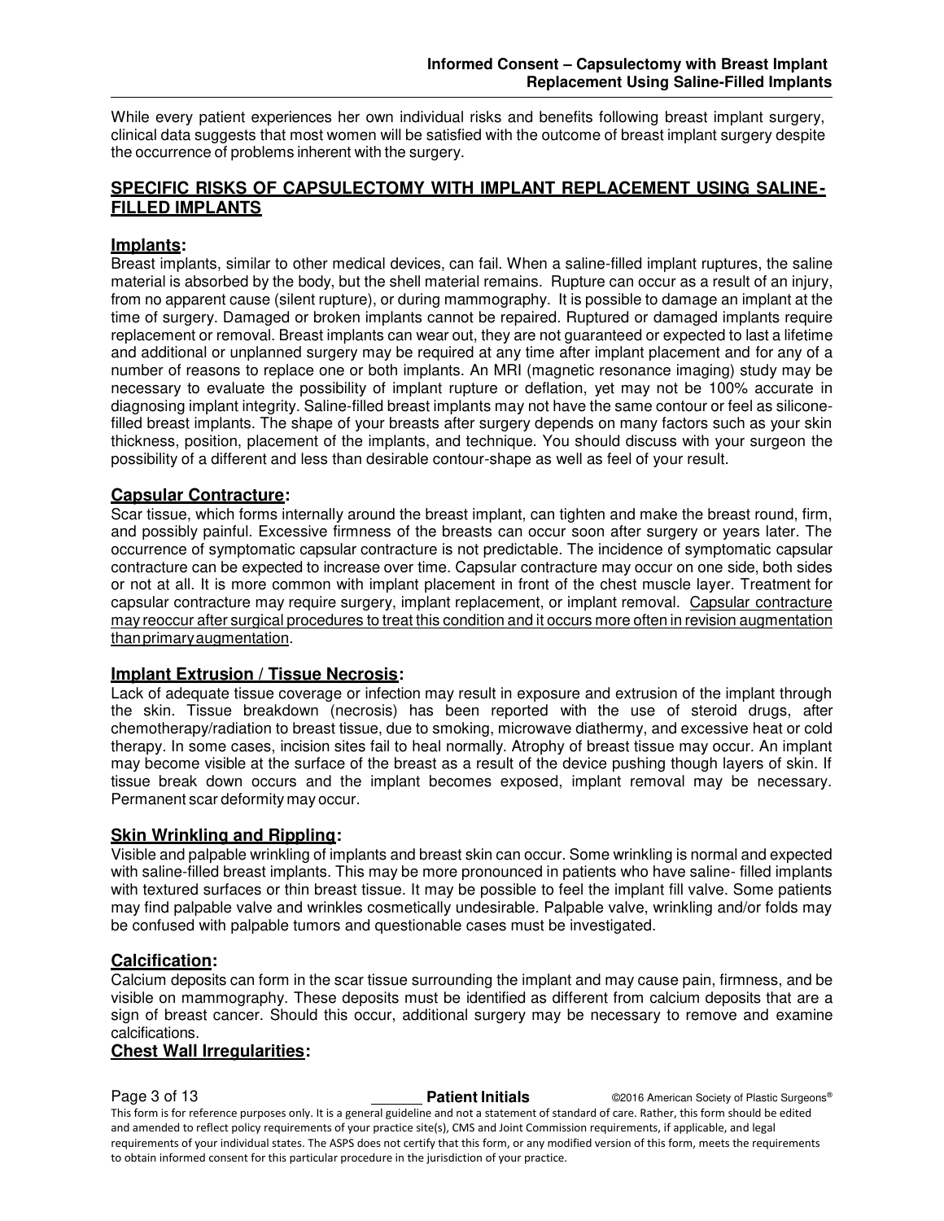While every patient experiences her own individual risks and benefits following breast implant surgery, clinical data suggests that most women will be satisfied with the outcome of breast implant surgery despite the occurrence of problems inherent with the surgery.

## SPECIFIC RISKS OF CAPSULECTOMY WITH IMPLANT REPLACEMENT USING SALINE-FILLED IMPLANTS

### Implants:

Breast implants, similar to other medical devices, can fail. When a saline-filled implant ruptures, the saline material is absorbed by the body, but the shell material remains. Rupture can occur as a result of an injury, from no apparent cause (silent rupture), or during mammography. It is possible to damage an implant at the time of surgery. Damaged or broken implants cannot be repaired. Ruptured or damaged implants require replacement or removal. Breast implants can wear out, they are not guaranteed or expected to last a lifetime and additional or unplanned surgery may be required at any time after implant placement and for any of a number of reasons to replace one or both implants. An MRI (magnetic resonance imaging) study may be necessary to evaluate the possibility of implant rupture or deflation, yet may not be 100% accurate in diagnosing implant integrity. Saline-filled breast implants may not have the same contour or feel as silicone-filled breast implants. The shape of your breasts after surgery depends on many factors such as your skin thickness, position, placement of the implants, and technique. You should discuss with your surgeon the possibility of a different and less than desirable contour-shape as well as feel of your result.

### Capsular Contracture:

Scar tissue, which forms internally around the breast implant, can tighten and make the breast round, firm, and possibly painful. Excessive firmness of the breasts can occur soon after surgery or years later. The occurrence of symptomatic capsular contracture is not predictable. The incidence of symptomatic capsular contracture can be expected to increase over time. Capsular contracture may occur on one side, both sides or not at all. It is more common with implant placement in front of the chest muscle layer. Treatment for capsular contracture may require surgery, implant replacement, or implant removal. Capsular contracture may reoccur after surgical procedures to treat this condition and it occurs more often in revision augmentation than primary augmentation.

### Implant Extrusion / Tissue Necrosis:

Lack of adequate tissue coverage or infection may result in exposure and extrusion of the implant through the skin. Tissue breakdown (necrosis) has been reported with the use of steroid drugs, after chemotherapy/radiation to breast tissue, due to smoking, microwave diathermy, and excessive heat or cold therapy. In some cases, incision sites fail to heal normally. Atrophy of breast tissue may occur. An implant may become visible at the surface of the breast as a result of the device pushing though layers of skin. If tissue break down occurs and the implant becomes exposed, implant removal may be necessary. Permanent scar deformity may occur.

### Skin Wrinkling and Rippling:

Visible and palpable wrinkling of implants and breast skin can occur. Some wrinkling is normal and expected with saline-filled breast implants. This may be more pronounced in patients who have saline- filled implants with textured surfaces or thin breast tissue. It may be possible to feel the implant fill valve. Some patients may find palpable valve and wrinkles cosmetically undesirable. Palpable valve, wrinkling and/or folds may be confused with palpable tumors and questionable cases must be investigated.

### Calcification:

Calcium deposits can form in the scar tissue surrounding the implant and may cause pain, firmness, and be visible on mammography. These deposits must be identified as different from calcium deposits that are a sign of breast cancer. Should this occur, additional surgery may be necessary to remove and examine calcifications.

### Chest Wall Irregularities: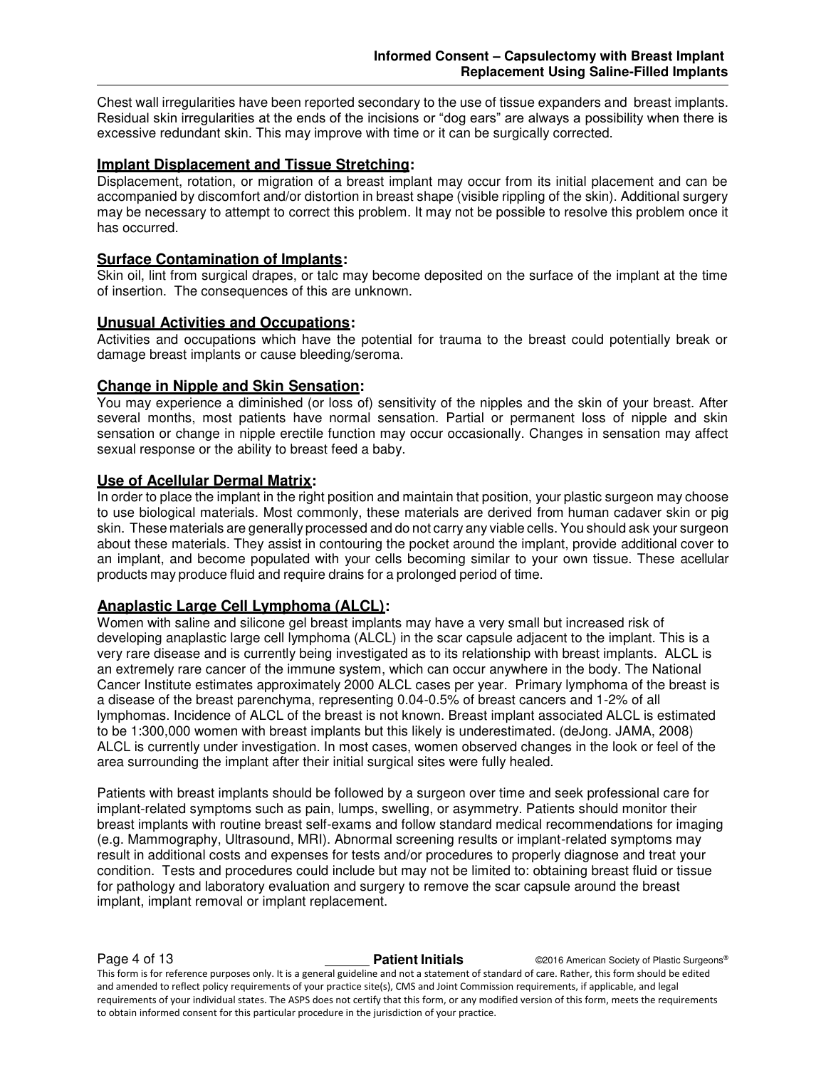Chest wall irregularities have been reported secondary to the use of tissue expanders and breast implants. Residual skin irregularities at the ends of the incisions or "dog ears" are always a possibility when there is excessive redundant skin. This may improve with time or it can be surgically corrected.

## Implant Displacement and Tissue Stretching:

Displacement, rotation, or migration of a breast implant may occur from its initial placement and can be accompanied by discomfort and/or distortion in breast shape (visible rippling of the skin). Additional surgery may be necessary to attempt to correct this problem. It may not be possible to resolve this problem once it has occurred.

## Surface Contamination of Implants:

Skin oil, lint from surgical drapes, or talc may become deposited on the surface of the implant at the time of insertion. The consequences of this are unknown.

## Unusual Activities and Occupations:

Activities and occupations which have the potential for trauma to the breast could potentially break or damage breast implants or cause bleeding/seroma.

## Change in Nipple and Skin Sensation:

You may experience a diminished (or loss of) sensitivity of the nipples and the skin of your breast. After several months, most patients have normal sensation. Partial or permanent loss of nipple and skin sensation or change in nipple erectile function may occur occasionally. Changes in sensation may affect sexual response or the ability to breast feed a baby.

## Use of Acellular Dermal Matrix:

In order to place the implant in the right position and maintain that position, your plastic surgeon may choose to use biological materials. Most commonly, these materials are derived from human cadaver skin or pig skin. These materials are generally processed and do not carry any viable cells. You should ask your surgeon about these materials. They assist in contouring the pocket around the implant, provide additional cover to an implant, and become populated with your cells becoming similar to your own tissue. These acellular products may produce fluid and require drains for a prolonged period of time.

## Anaplastic Large Cell Lymphoma (ALCL):

Women with saline and silicone gel breast implants may have a very small but increased risk of developing anaplastic large cell lymphoma (ALCL) in the scar capsule adjacent to the implant. This is a very rare disease and is currently being investigated as to its relationship with breast implants. ALCL is an extremely rare cancer of the immune system, which can occur anywhere in the body. The National Cancer Institute estimates approximately 2000 ALCL cases per year. Primary lymphoma of the breast is a disease of the breast parenchyma, representing 0.04-0.5% of breast cancers and 1-2% of all lymphomas. Incidence of ALCL of the breast is not known. Breast implant associated ALCL is estimated to be 1:300,000 women with breast implants but this likely is underestimated. (deJong. JAMA, 2008) ALCL is currently under investigation. In most cases, women observed changes in the look or feel of the area surrounding the implant after their initial surgical sites were fully healed.

Patients with breast implants should be followed by a surgeon over time and seek professional care for implant-related symptoms such as pain, lumps, swelling, or asymmetry. Patients should monitor their breast implants with routine breast self-exams and follow standard medical recommendations for imaging (e.g. Mammography, Ultrasound, MRI). Abnormal screening results or implant-related symptoms may result in additional costs and expenses for tests and/or procedures to properly diagnose and treat your condition. Tests and procedures could include but may not be limited to: obtaining breast fluid or tissue for pathology and laboratory evaluation and surgery to remove the scar capsule around the breast implant, implant removal or implant replacement.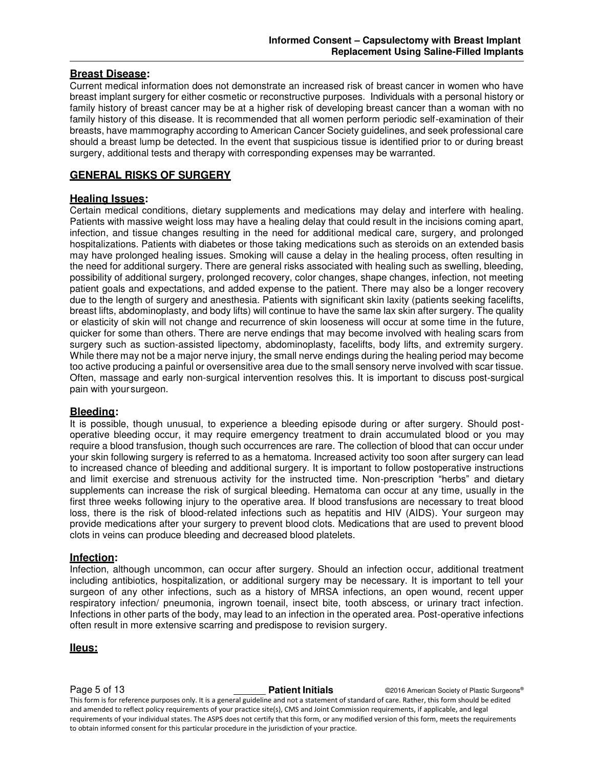## Breast Disease:

Current medical information does not demonstrate an increased risk of breast cancer in women who have breast implant surgery for either cosmetic or reconstructive purposes. Individuals with a personal history or family history of breast cancer may be at a higher risk of developing breast cancer than a woman with no family history of this disease. It is recommended that all women perform periodic self-examination of their breasts, have mammography according to American Cancer Society guidelines, and seek professional care should a breast lump be detected. In the event that suspicious tissue is identified prior to or during breast surgery, additional tests and therapy with corresponding expenses may be warranted.

## GENERAL RISKS OF SURGERY

## Healing Issues:

Certain medical conditions, dietary supplements and medications may delay and interfere with healing. Patients with massive weight loss may have a healing delay that could result in the incisions coming apart, infection, and tissue changes resulting in the need for additional medical care, surgery, and prolonged hospitalizations. Patients with diabetes or those taking medications such as steroids on an extended basis may have prolonged healing issues. Smoking will cause a delay in the healing process, often resulting in the need for additional surgery. There are general risks associated with healing such as swelling, bleeding, possibility of additional surgery, prolonged recovery, color changes, shape changes, infection, not meeting patient goals and expectations, and added expense to the patient. There may also be a longer recovery due to the length of surgery and anesthesia. Patients with significant skin laxity (patients seeking facelifts, breast lifts, abdominoplasty, and body lifts) will continue to have the same lax skin after surgery. The quality or elasticity of skin will not change and recurrence of skin looseness will occur at some time in the future, quicker for some than others. There are nerve endings that may become involved with healing scars from surgery such as suction-assisted lipectomy, abdominoplasty, facelifts, body lifts, and extremity surgery. While there may not be a major nerve injury, the small nerve endings during the healing period may become too active producing a painful or oversensitive area due to the small sensory nerve involved with scar tissue. Often, massage and early non-surgical intervention resolves this. It is important to discuss post-surgical pain with your surgeon.

## Bleeding:

It is possible, though unusual, to experience a bleeding episode during or after surgery. Should post-operative bleeding occur, it may require emergency treatment to drain accumulated blood or you may require a blood transfusion, though such occurrences are rare. The collection of blood that can occur under your skin following surgery is referred to as a hematoma. Increased activity too soon after surgery can lead to increased chance of bleeding and additional surgery. It is important to follow postoperative instructions and limit exercise and strenuous activity for the instructed time. Non-prescription "herbs" and dietary supplements can increase the risk of surgical bleeding. Hematoma can occur at any time, usually in the first three weeks following injury to the operative area. If blood transfusions are necessary to treat blood loss, there is the risk of blood-related infections such as hepatitis and HIV (AIDS). Your surgeon may provide medications after your surgery to prevent blood clots. Medications that are used to prevent blood clots in veins can produce bleeding and decreased blood platelets.

## Infection:

Infection, although uncommon, can occur after surgery. Should an infection occur, additional treatment including antibiotics, hospitalization, or additional surgery may be necessary. It is important to tell your surgeon of any other infections, such as a history of MRSA infections, an open wound, recent upper respiratory infection/ pneumonia, ingrown toenail, insect bite, tooth abscess, or urinary tract infection. Infections in other parts of the body, may lead to an infection in the operated area. Post-operative infections often result in more extensive scarring and predispose to revision surgery.

## Ileus:

______ **Patient Initials**

This form is for reference purposes only. It is a general guideline and not a statement of standard of care. Rather, this form should be edited and amended to reflect policy requirements of your practice site(s), CMS and Joint Commission requirements, if applicable, and legal requirements of your individual states. The ASPS does not certify that this form, or any modified version of this form, meets the requirements to obtain informed consent for this particular procedure in the jurisdiction of your practice.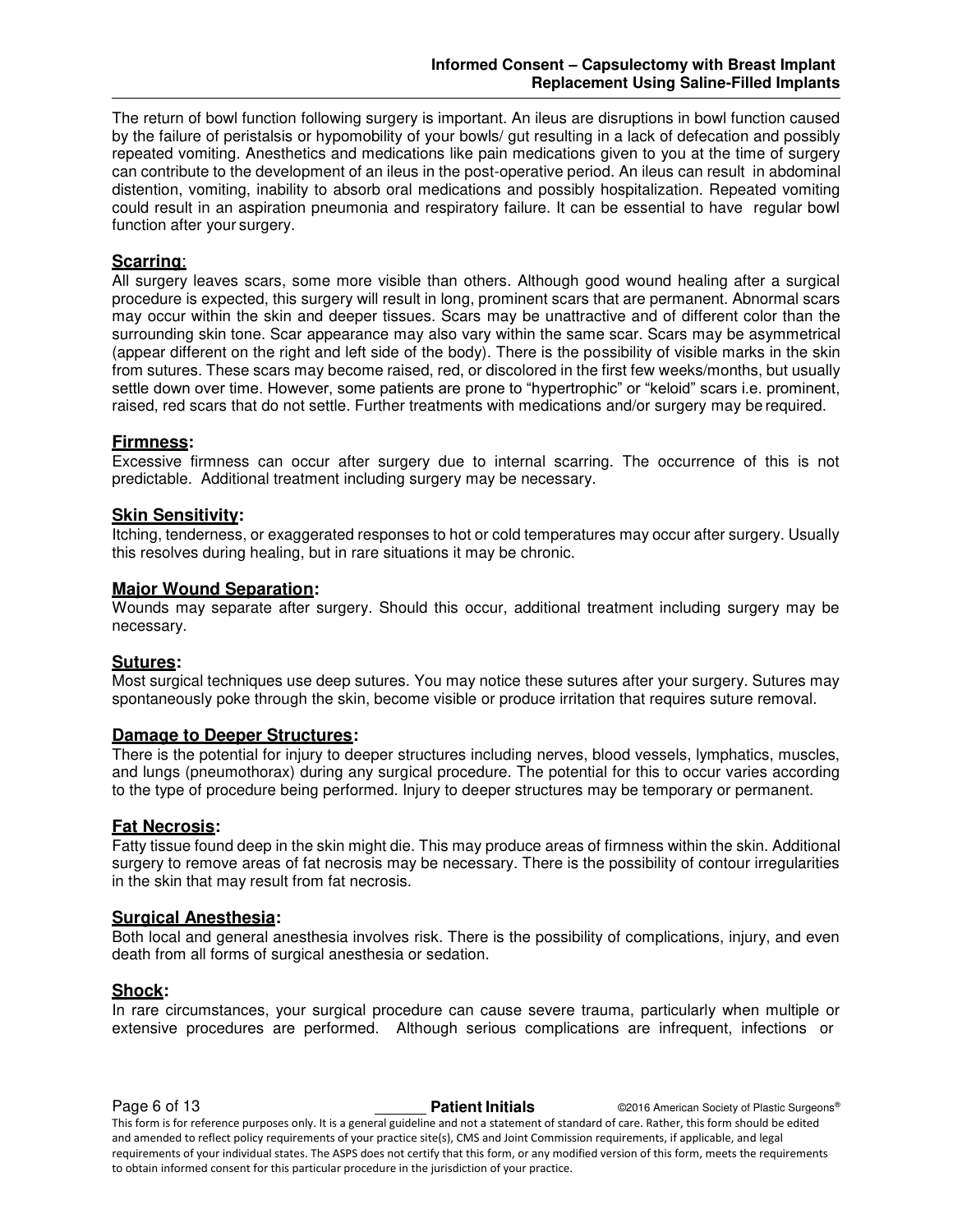The return of bowl function following surgery is important. An ileus are disruptions in bowl function caused by the failure of peristalsis or hypomobility of your bowls/ gut resulting in a lack of defecation and possibly repeated vomiting. Anesthetics and medications like pain medications given to you at the time of surgery can contribute to the development of an ileus in the post-operative period. An ileus can result in abdominal distention, vomiting, inability to absorb oral medications and possibly hospitalization. Repeated vomiting could result in an aspiration pneumonia and respiratory failure. It can be essential to have regular bowl function after your surgery.

## Scarring:

All surgery leaves scars, some more visible than others. Although good wound healing after a surgical procedure is expected, this surgery will result in long, prominent scars that are permanent. Abnormal scars may occur within the skin and deeper tissues. Scars may be unattractive and of different color than the surrounding skin tone. Scar appearance may also vary within the same scar. Scars may be asymmetrical (appear different on the right and left side of the body). There is the possibility of visible marks in the skin from sutures. These scars may become raised, red, or discolored in the first few weeks/months, but usually settle down over time. However, some patients are prone to "hypertrophic" or "keloid" scars i.e. prominent, raised, red scars that do not settle. Further treatments with medications and/or surgery may be required.

## Firmness:

Excessive firmness can occur after surgery due to internal scarring. The occurrence of this is not predictable. Additional treatment including surgery may be necessary.

## Skin Sensitivity:

Itching, tenderness, or exaggerated responses to hot or cold temperatures may occur after surgery. Usually this resolves during healing, but in rare situations it may be chronic.

## Major Wound Separation:

Wounds may separate after surgery. Should this occur, additional treatment including surgery may be necessary.

## Sutures:

Most surgical techniques use deep sutures. You may notice these sutures after your surgery. Sutures may spontaneously poke through the skin, become visible or produce irritation that requires suture removal.

## Damage to Deeper Structures:

There is the potential for injury to deeper structures including nerves, blood vessels, lymphatics, muscles, and lungs (pneumothorax) during any surgical procedure. The potential for this to occur varies according to the type of procedure being performed. Injury to deeper structures may be temporary or permanent.

## Fat Necrosis:

Fatty tissue found deep in the skin might die. This may produce areas of firmness within the skin. Additional surgery to remove areas of fat necrosis may be necessary. There is the possibility of contour irregularities in the skin that may result from fat necrosis.

## Surgical Anesthesia:

Both local and general anesthesia involves risk. There is the possibility of complications, injury, and even death from all forms of surgical anesthesia or sedation.

## Shock:

In rare circumstances, your surgical procedure can cause severe trauma, particularly when multiple or extensive procedures are performed. Although serious complications are infrequent, infections or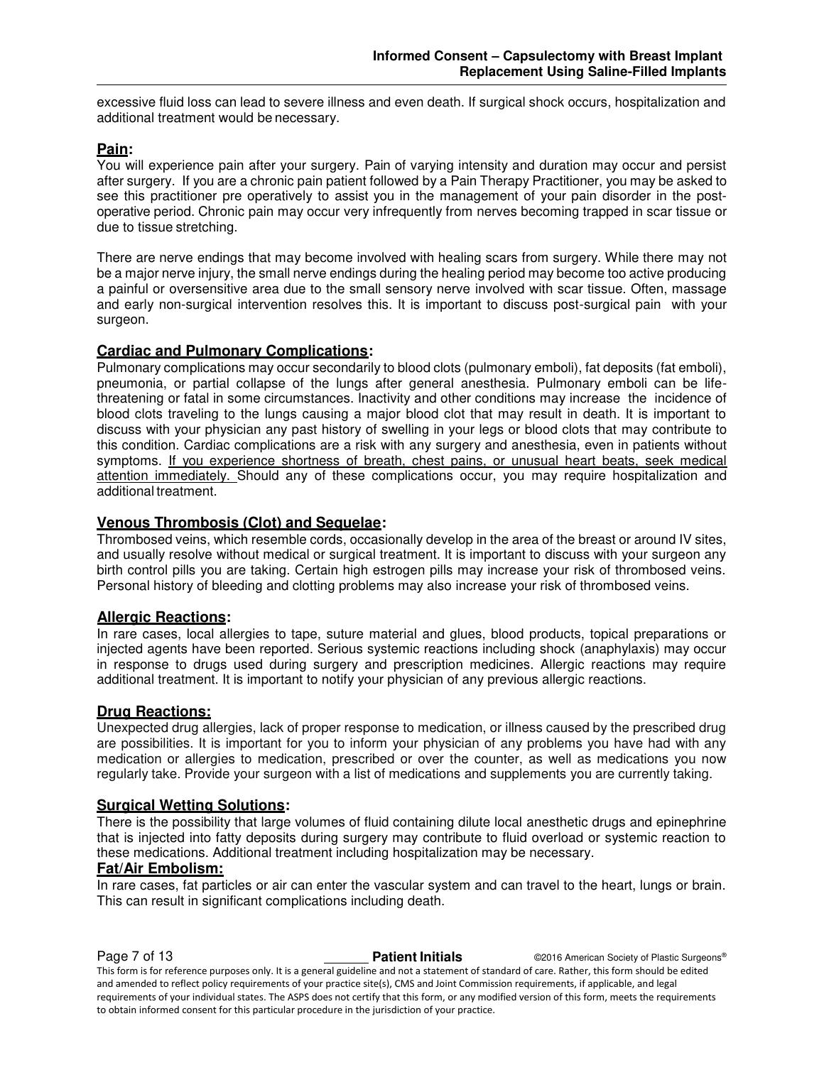excessive fluid loss can lead to severe illness and even death. If surgical shock occurs, hospitalization and additional treatment would be necessary.

## Pain:

You will experience pain after your surgery. Pain of varying intensity and duration may occur and persist after surgery. If you are a chronic pain patient followed by a Pain Therapy Practitioner, you may be asked to see this practitioner pre operatively to assist you in the management of your pain disorder in the post-operative period. Chronic pain may occur very infrequently from nerves becoming trapped in scar tissue or due to tissue stretching.

There are nerve endings that may become involved with healing scars from surgery. While there may not be a major nerve injury, the small nerve endings during the healing period may become too active producing a painful or oversensitive area due to the small sensory nerve involved with scar tissue. Often, massage and early non-surgical intervention resolves this. It is important to discuss post-surgical pain with your surgeon.

## Cardiac and Pulmonary Complications:

Pulmonary complications may occur secondarily to blood clots (pulmonary emboli), fat deposits (fat emboli), pneumonia, or partial collapse of the lungs after general anesthesia. Pulmonary emboli can be life-threatening or fatal in some circumstances. Inactivity and other conditions may increase the incidence of blood clots traveling to the lungs causing a major blood clot that may result in death. It is important to discuss with your physician any past history of swelling in your legs or blood clots that may contribute to this condition. Cardiac complications are a risk with any surgery and anesthesia, even in patients without symptoms. If you experience shortness of breath, chest pains, or unusual heart beats, seek medical attention immediately. Should any of these complications occur, you may require hospitalization and additional treatment.

## Venous Thrombosis (Clot) and Sequelae:

Thrombosed veins, which resemble cords, occasionally develop in the area of the breast or around IV sites, and usually resolve without medical or surgical treatment. It is important to discuss with your surgeon any birth control pills you are taking. Certain high estrogen pills may increase your risk of thrombosed veins. Personal history of bleeding and clotting problems may also increase your risk of thrombosed veins.

## Allergic Reactions:

In rare cases, local allergies to tape, suture material and glues, blood products, topical preparations or injected agents have been reported. Serious systemic reactions including shock (anaphylaxis) may occur in response to drugs used during surgery and prescription medicines. Allergic reactions may require additional treatment. It is important to notify your physician of any previous allergic reactions.

## Drug Reactions:

Unexpected drug allergies, lack of proper response to medication, or illness caused by the prescribed drug are possibilities. It is important for you to inform your physician of any problems you have had with any medication or allergies to medication, prescribed or over the counter, as well as medications you now regularly take. Provide your surgeon with a list of medications and supplements you are currently taking.

## Surgical Wetting Solutions:

There is the possibility that large volumes of fluid containing dilute local anesthetic drugs and epinephrine that is injected into fatty deposits during surgery may contribute to fluid overload or systemic reaction to these medications. Additional treatment including hospitalization may be necessary.

## Fat/Air Embolism:

In rare cases, fat particles or air can enter the vascular system and can travel to the heart, lungs or brain. This can result in significant complications including death.

______ **Patient Initials**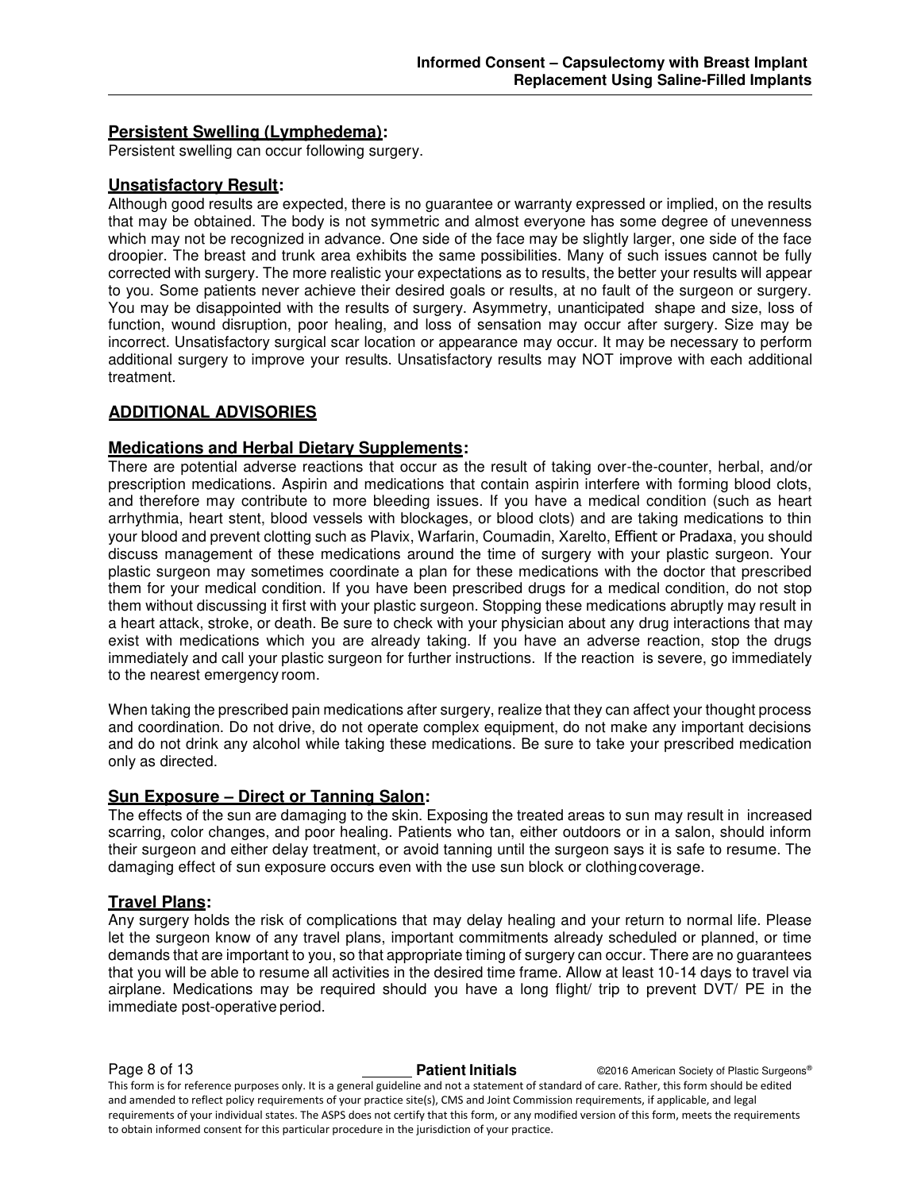### **Persistent Swelling (Lymphedema):**

Persistent swelling can occur following surgery.

### **Unsatisfactory Result:**

Although good results are expected, there is no guarantee or warranty expressed or implied, on the results that may be obtained. The body is not symmetric and almost everyone has some degree of unevenness which may not be recognized in advance. One side of the face may be slightly larger, one side of the face droopier. The breast and trunk area exhibits the same possibilities. Many of such issues cannot be fully corrected with surgery. The more realistic your expectations as to results, the better your results will appear to you. Some patients never achieve their desired goals or results, at no fault of the surgeon or surgery. You may be disappointed with the results of surgery. Asymmetry, unanticipated shape and size, loss of function, wound disruption, poor healing, and loss of sensation may occur after surgery. Size may be incorrect. Unsatisfactory surgical scar location or appearance may occur. It may be necessary to perform additional surgery to improve your results. Unsatisfactory results may NOT improve with each additional treatment.

## **ADDITIONAL ADVISORIES**

### **Medications and Herbal Dietary Supplements:**

There are potential adverse reactions that occur as the result of taking over-the-counter, herbal, and/or prescription medications. Aspirin and medications that contain aspirin interfere with forming blood clots, and therefore may contribute to more bleeding issues. If you have a medical condition (such as heart arrhythmia, heart stent, blood vessels with blockages, or blood clots) and are taking medications to thin your blood and prevent clotting such as Plavix, Warfarin, Coumadin, Xarelto, Effient or Pradaxa, you should discuss management of these medications around the time of surgery with your plastic surgeon. Your plastic surgeon may sometimes coordinate a plan for these medications with the doctor that prescribed them for your medical condition. If you have been prescribed drugs for a medical condition, do not stop them without discussing it first with your plastic surgeon. Stopping these medications abruptly may result in a heart attack, stroke, or death. Be sure to check with your physician about any drug interactions that may exist with medications which you are already taking. If you have an adverse reaction, stop the drugs immediately and call your plastic surgeon for further instructions. If the reaction is severe, go immediately to the nearest emergency room.

When taking the prescribed pain medications after surgery, realize that they can affect your thought process and coordination. Do not drive, do not operate complex equipment, do not make any important decisions and do not drink any alcohol while taking these medications. Be sure to take your prescribed medication only as directed.

### **Sun Exposure – Direct or Tanning Salon:**

The effects of the sun are damaging to the skin. Exposing the treated areas to sun may result in increased scarring, color changes, and poor healing. Patients who tan, either outdoors or in a salon, should inform their surgeon and either delay treatment, or avoid tanning until the surgeon says it is safe to resume. The damaging effect of sun exposure occurs even with the use sun block or clothing coverage.

### **Travel Plans:**

Any surgery holds the risk of complications that may delay healing and your return to normal life. Please let the surgeon know of any travel plans, important commitments already scheduled or planned, or time demands that are important to you, so that appropriate timing of surgery can occur. There are no guarantees that you will be able to resume all activities in the desired time frame. Allow at least 10-14 days to travel via airplane. Medications may be required should you have a long flight/ trip to prevent DVT/ PE in the immediate post-operative period.

______ **Patient Initials**

This form is for reference purposes only. It is a general guideline and not a statement of standard of care. Rather, this form should be edited and amended to reflect policy requirements of your practice site(s), CMS and Joint Commission requirements, if applicable, and legal requirements of your individual states. The ASPS does not certify that this form, or any modified version of this form, meets the requirements to obtain informed consent for this particular procedure in the jurisdiction of your practice.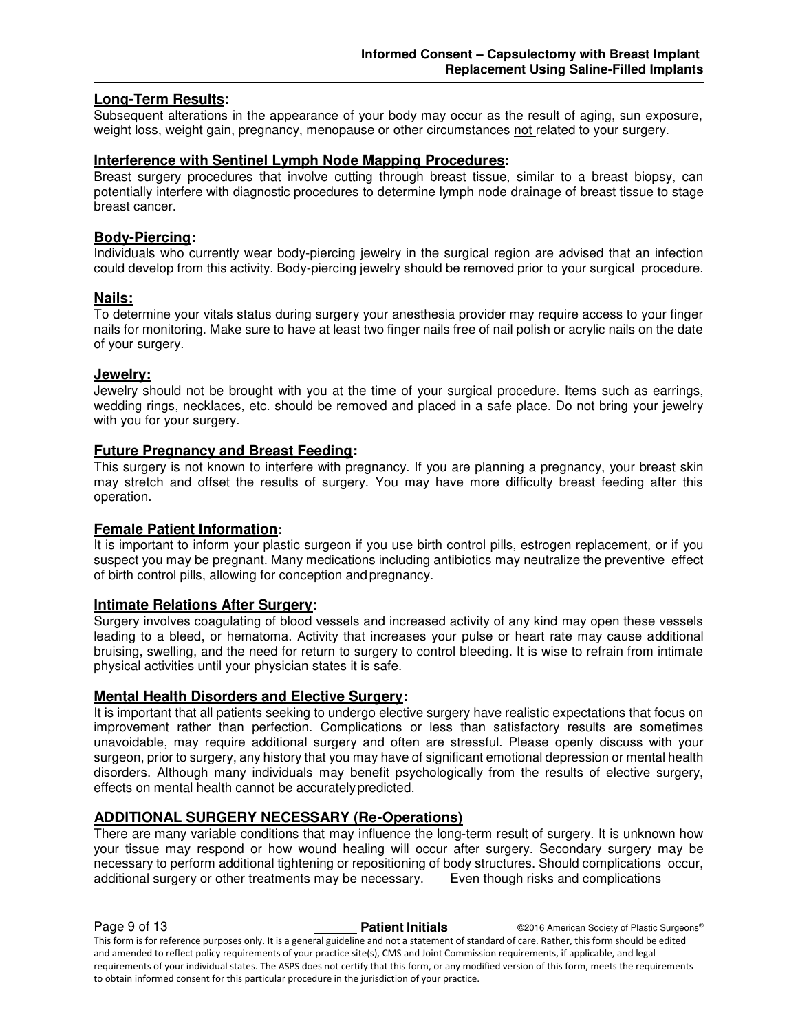## Long-Term Results:

Subsequent alterations in the appearance of your body may occur as the result of aging, sun exposure, weight loss, weight gain, pregnancy, menopause or other circumstances not related to your surgery.

## Interference with Sentinel Lymph Node Mapping Procedures:

Breast surgery procedures that involve cutting through breast tissue, similar to a breast biopsy, can potentially interfere with diagnostic procedures to determine lymph node drainage of breast tissue to stage breast cancer.

## Body-Piercing:

Individuals who currently wear body-piercing jewelry in the surgical region are advised that an infection could develop from this activity. Body-piercing jewelry should be removed prior to your surgical procedure.

## Nails:

To determine your vitals status during surgery your anesthesia provider may require access to your finger nails for monitoring. Make sure to have at least two finger nails free of nail polish or acrylic nails on the date of your surgery.

## Jewelry:

Jewelry should not be brought with you at the time of your surgical procedure. Items such as earrings, wedding rings, necklaces, etc. should be removed and placed in a safe place. Do not bring your jewelry with you for your surgery.

## Future Pregnancy and Breast Feeding:

This surgery is not known to interfere with pregnancy. If you are planning a pregnancy, your breast skin may stretch and offset the results of surgery. You may have more difficulty breast feeding after this operation.

## Female Patient Information:

It is important to inform your plastic surgeon if you use birth control pills, estrogen replacement, or if you suspect you may be pregnant. Many medications including antibiotics may neutralize the preventive effect of birth control pills, allowing for conception and pregnancy.

## Intimate Relations After Surgery:

Surgery involves coagulating of blood vessels and increased activity of any kind may open these vessels leading to a bleed, or hematoma. Activity that increases your pulse or heart rate may cause additional bruising, swelling, and the need for return to surgery to control bleeding. It is wise to refrain from intimate physical activities until your physician states it is safe.

## Mental Health Disorders and Elective Surgery:

It is important that all patients seeking to undergo elective surgery have realistic expectations that focus on improvement rather than perfection. Complications or less than satisfactory results are sometimes unavoidable, may require additional surgery and often are stressful. Please openly discuss with your surgeon, prior to surgery, any history that you may have of significant emotional depression or mental health disorders. Although many individuals may benefit psychologically from the results of elective surgery, effects on mental health cannot be accurately predicted.

## ADDITIONAL SURGERY NECESSARY (Re-Operations)

There are many variable conditions that may influence the long-term result of surgery. It is unknown how your tissue may respond or how wound healing will occur after surgery. Secondary surgery may be necessary to perform additional tightening or repositioning of body structures. Should complications occur, additional surgery or other treatments may be necessary. Even though risks and complications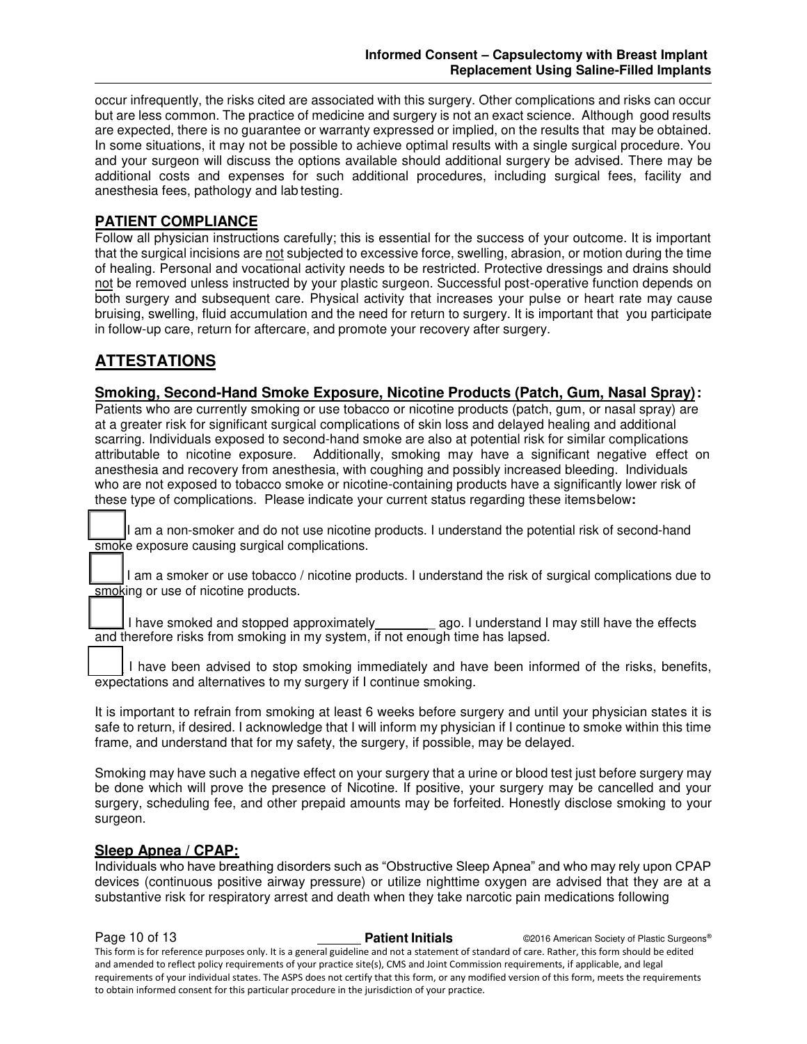occur infrequently, the risks cited are associated with this surgery. Other complications and risks can occur but are less common. The practice of medicine and surgery is not an exact science. Although good results are expected, there is no guarantee or warranty expressed or implied, on the results that may be obtained. In some situations, it may not be possible to achieve optimal results with a single surgical procedure. You and your surgeon will discuss the options available should additional surgery be advised. There may be additional costs and expenses for such additional procedures, including surgical fees, facility and anesthesia fees, pathology and lab testing.

## PATIENT COMPLIANCE

Follow all physician instructions carefully; this is essential for the success of your outcome. It is important that the surgical incisions are not subjected to excessive force, swelling, abrasion, or motion during the time of healing. Personal and vocational activity needs to be restricted. Protective dressings and drains should not be removed unless instructed by your plastic surgeon. Successful post-operative function depends on both surgery and subsequent care. Physical activity that increases your pulse or heart rate may cause bruising, swelling, fluid accumulation and the need for return to surgery. It is important that you participate in follow-up care, return for aftercare, and promote your recovery after surgery.

## ATTESTATIONS

### Smoking, Second-Hand Smoke Exposure, Nicotine Products (Patch, Gum, Nasal Spray):

Patients who are currently smoking or use tobacco or nicotine products (patch, gum, or nasal spray) are at a greater risk for significant surgical complications of skin loss and delayed healing and additional scarring. Individuals exposed to second-hand smoke are also at potential risk for similar complications attributable to nicotine exposure. Additionally, smoking may have a significant negative effect on anesthesia and recovery from anesthesia, with coughing and possibly increased bleeding. Individuals who are not exposed to tobacco smoke or nicotine-containing products have a significantly lower risk of these type of complications. Please indicate your current status regarding these items below:

☐ I am a non-smoker and do not use nicotine products. I understand the potential risk of second-hand smoke exposure causing surgical complications.

☐ I am a smoker or use tobacco / nicotine products. I understand the risk of surgical complications due to smoking or use of nicotine products.

☐ I have smoked and stopped approximately__________ ago. I understand I may still have the effects and therefore risks from smoking in my system, if not enough time has lapsed.

☐ I have been advised to stop smoking immediately and have been informed of the risks, benefits, expectations and alternatives to my surgery if I continue smoking.

It is important to refrain from smoking at least 6 weeks before surgery and until your physician states it is safe to return, if desired. I acknowledge that I will inform my physician if I continue to smoke within this time frame, and understand that for my safety, the surgery, if possible, may be delayed.

Smoking may have such a negative effect on your surgery that a urine or blood test just before surgery may be done which will prove the presence of Nicotine. If positive, your surgery may be cancelled and your surgery, scheduling fee, and other prepaid amounts may be forfeited. Honestly disclose smoking to your surgeon.

### Sleep Apnea / CPAP:

Individuals who have breathing disorders such as "Obstructive Sleep Apnea" and who may rely upon CPAP devices (continuous positive airway pressure) or utilize nighttime oxygen are advised that they are at a substantive risk for respiratory arrest and death when they take narcotic pain medications following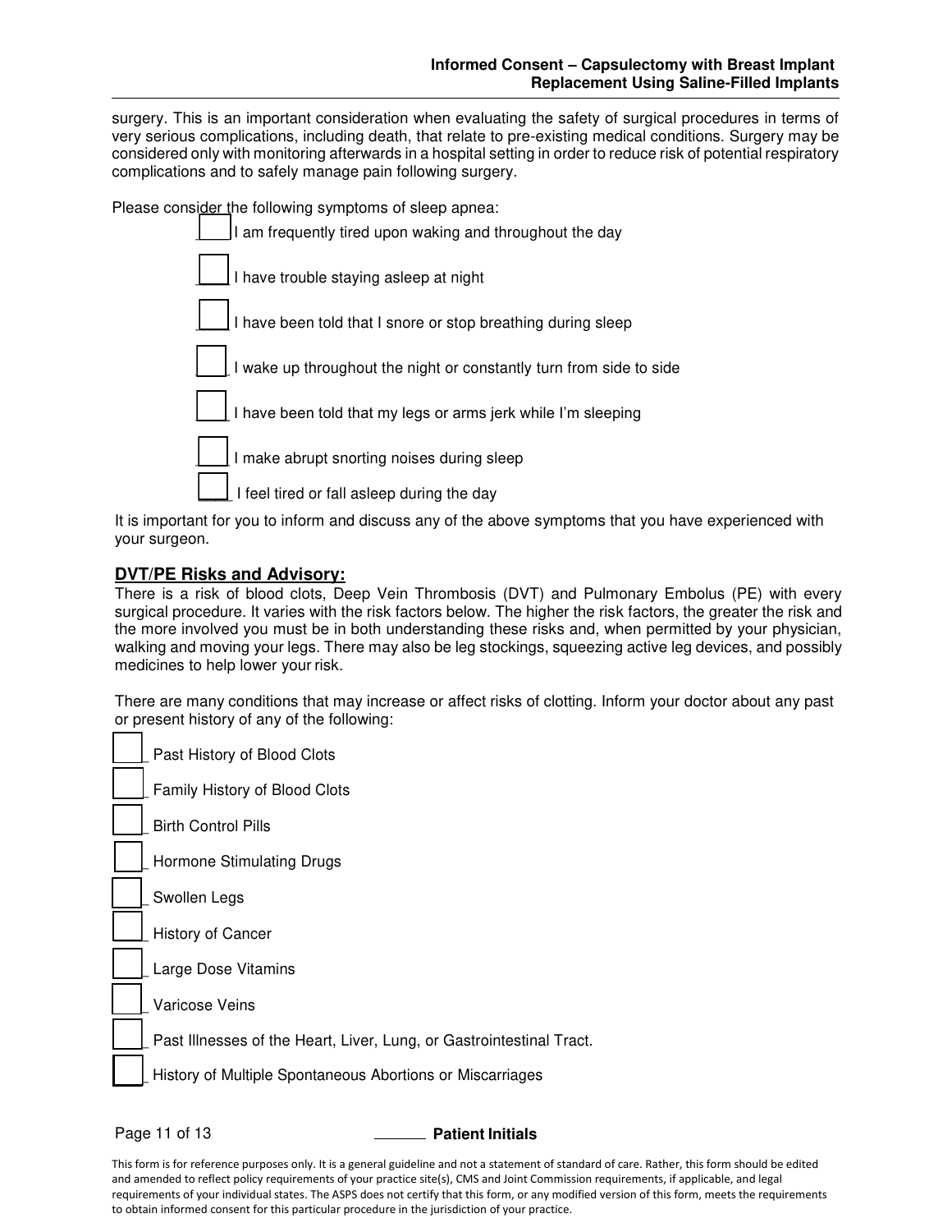surgery. This is an important consideration when evaluating the safety of surgical procedures in terms of very serious complications, including death, that relate to pre-existing medical conditions. Surgery may be considered only with monitoring afterwards in a hospital setting in order to reduce risk of potential respiratory complications and to safely manage pain following surgery.

Please consider the following symptoms of sleep apnea:

- ☐ I am frequently tired upon waking and throughout the day
- ☐ I have trouble staying asleep at night
- ☐ I have been told that I snore or stop breathing during sleep
- ☐ I wake up throughout the night or constantly turn from side to side
- ☐ I have been told that my legs or arms jerk while I'm sleeping
- ☐ I make abrupt snorting noises during sleep
- ☐ I feel tired or fall asleep during the day

It is important for you to inform and discuss any of the above symptoms that you have experienced with your surgeon.

## DVT/PE Risks and Advisory:

There is a risk of blood clots, Deep Vein Thrombosis (DVT) and Pulmonary Embolus (PE) with every surgical procedure. It varies with the risk factors below. The higher the risk factors, the greater the risk and the more involved you must be in both understanding these risks and, when permitted by your physician, walking and moving your legs. There may also be leg stockings, squeezing active leg devices, and possibly medicines to help lower your risk.

There are many conditions that may increase or affect risks of clotting. Inform your doctor about any past or present history of any of the following:

- ☐ Past History of Blood Clots
- ☐ Family History of Blood Clots
- ☐ Birth Control Pills
- ☐ Hormone Stimulating Drugs
- ☐ Swollen Legs
- ☐ History of Cancer
- ☐ Large Dose Vitamins
- ☐ Varicose Veins
- ☐ Past Illnesses of the Heart, Liver, Lung, or Gastrointestinal Tract.
- ☐ History of Multiple Spontaneous Abortions or Miscarriages

_______ **Patient Initials**

This form is for reference purposes only. It is a general guideline and not a statement of standard of care. Rather, this form should be edited and amended to reflect policy requirements of your practice site(s), CMS and Joint Commission requirements, if applicable, and legal requirements of your individual states. The ASPS does not certify that this form, or any modified version of this form, meets the requirements to obtain informed consent for this particular procedure in the jurisdiction of your practice.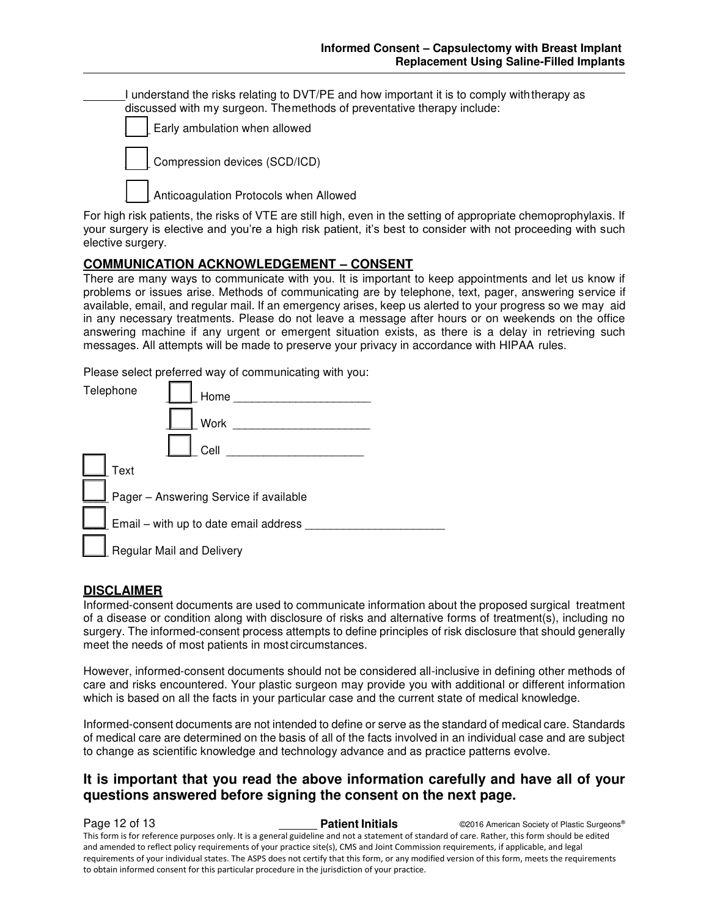_______I understand the risks relating to DVT/PE and how important it is to comply with therapy as discussed with my surgeon. The methods of preventative therapy include:

☐ Early ambulation when allowed

☐ Compression devices (SCD/ICD)

☐ Anticoagulation Protocols when Allowed

For high risk patients, the risks of VTE are still high, even in the setting of appropriate chemoprophylaxis. If your surgery is elective and you're a high risk patient, it's best to consider with not proceeding with such elective surgery.

## COMMUNICATION ACKNOWLEDGEMENT – CONSENT

There are many ways to communicate with you. It is important to keep appointments and let us know if problems or issues arise. Methods of communicating are by telephone, text, pager, answering service if available, email, and regular mail. If an emergency arises, keep us alerted to your progress so we may aid in any necessary treatments. Please do not leave a message after hours or on weekends on the office answering machine if any urgent or emergent situation exists, as there is a delay in retrieving such messages. All attempts will be made to preserve your privacy in accordance with HIPAA rules.

Please select preferred way of communicating with you:

Telephone
- ☐ Home _____________________
- ☐ Work _____________________
- ☐ Cell _____________________

☐ Text

☐ Pager – Answering Service if available

☐ Email – with up to date email address _____________________

☐ Regular Mail and Delivery

## DISCLAIMER

Informed-consent documents are used to communicate information about the proposed surgical treatment of a disease or condition along with disclosure of risks and alternative forms of treatment(s), including no surgery. The informed-consent process attempts to define principles of risk disclosure that should generally meet the needs of most patients in most circumstances.

However, informed-consent documents should not be considered all-inclusive in defining other methods of care and risks encountered. Your plastic surgeon may provide you with additional or different information which is based on all the facts in your particular case and the current state of medical knowledge.

Informed-consent documents are not intended to define or serve as the standard of medical care. Standards of medical care are determined on the basis of all of the facts involved in an individual case and are subject to change as scientific knowledge and technology advance and as practice patterns evolve.

### It is important that you read the above information carefully and have all of your questions answered before signing the consent on the next page.

_______ **Patient Initials**

This form is for reference purposes only. It is a general guideline and not a statement of standard of care. Rather, this form should be edited and amended to reflect policy requirements of your practice site(s), CMS and Joint Commission requirements, if applicable, and legal requirements of your individual states. The ASPS does not certify that this form, or any modified version of this form, meets the requirements to obtain informed consent for this particular procedure in the jurisdiction of your practice.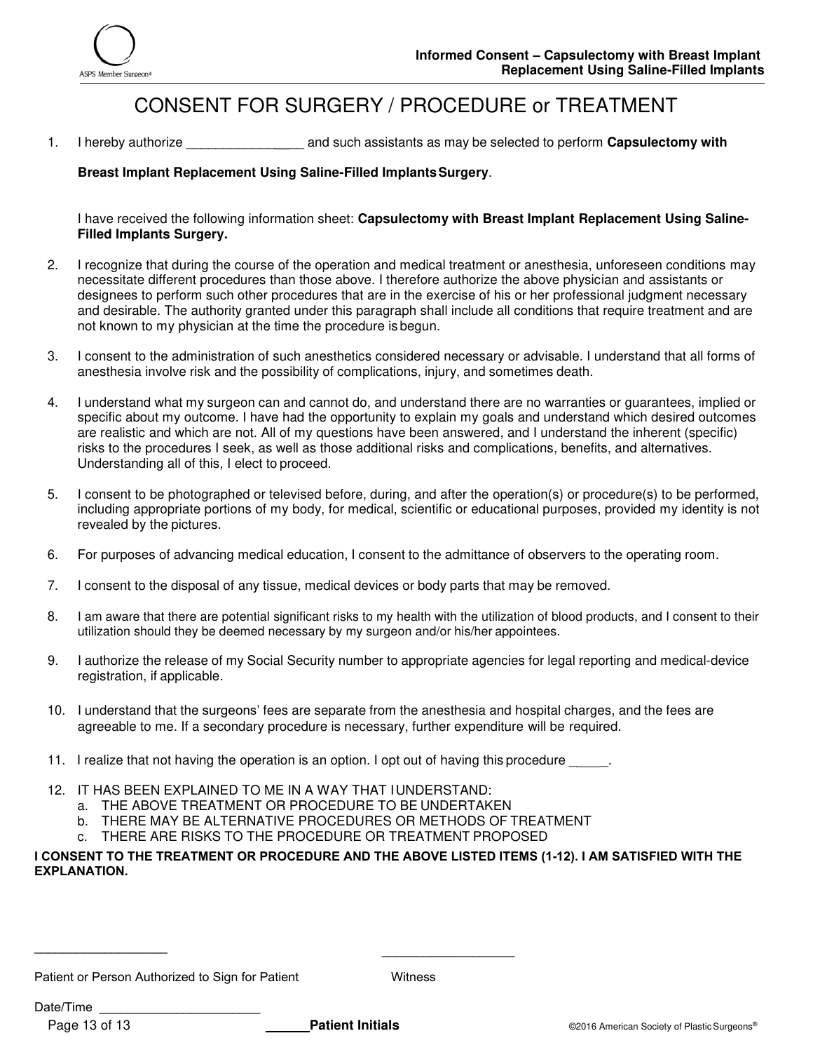# CONSENT FOR SURGERY / PROCEDURE or TREATMENT

1. I hereby authorize ________________ and such assistants as may be selected to perform **Capsulectomy with Breast Implant Replacement Using Saline-Filled Implants Surgery**.

   I have received the following information sheet: **Capsulectomy with Breast Implant Replacement Using Saline-Filled Implants Surgery.**

2. I recognize that during the course of the operation and medical treatment or anesthesia, unforeseen conditions may necessitate different procedures than those above. I therefore authorize the above physician and assistants or designees to perform such other procedures that are in the exercise of his or her professional judgment necessary and desirable. The authority granted under this paragraph shall include all conditions that require treatment and are not known to my physician at the time the procedure is begun.

3. I consent to the administration of such anesthetics considered necessary or advisable. I understand that all forms of anesthesia involve risk and the possibility of complications, injury, and sometimes death.

4. I understand what my surgeon can and cannot do, and understand there are no warranties or guarantees, implied or specific about my outcome. I have had the opportunity to explain my goals and understand which desired outcomes are realistic and which are not. All of my questions have been answered, and I understand the inherent (specific) risks to the procedures I seek, as well as those additional risks and complications, benefits, and alternatives. Understanding all of this, I elect to proceed.

5. I consent to be photographed or televised before, during, and after the operation(s) or procedure(s) to be performed, including appropriate portions of my body, for medical, scientific or educational purposes, provided my identity is not revealed by the pictures.

6. For purposes of advancing medical education, I consent to the admittance of observers to the operating room.

7. I consent to the disposal of any tissue, medical devices or body parts that may be removed.

8. I am aware that there are potential significant risks to my health with the utilization of blood products, and I consent to their utilization should they be deemed necessary by my surgeon and/or his/her appointees.

9. I authorize the release of my Social Security number to appropriate agencies for legal reporting and medical-device registration, if applicable.

10. I understand that the surgeons' fees are separate from the anesthesia and hospital charges, and the fees are agreeable to me. If a secondary procedure is necessary, further expenditure will be required.

11. I realize that not having the operation is an option. I opt out of having this procedure _____.

12. IT HAS BEEN EXPLAINED TO ME IN A WAY THAT I UNDERSTAND:
    a. THE ABOVE TREATMENT OR PROCEDURE TO BE UNDERTAKEN
    b. THERE MAY BE ALTERNATIVE PROCEDURES OR METHODS OF TREATMENT
    c. THERE ARE RISKS TO THE PROCEDURE OR TREATMENT PROPOSED

**I CONSENT TO THE TREATMENT OR PROCEDURE AND THE ABOVE LISTED ITEMS (1-12). I AM SATISFIED WITH THE EXPLANATION.**

___________________ ___________________

Patient or Person Authorized to Sign for Patient Witness

Date/Time _______________________

______**Patient Initials**